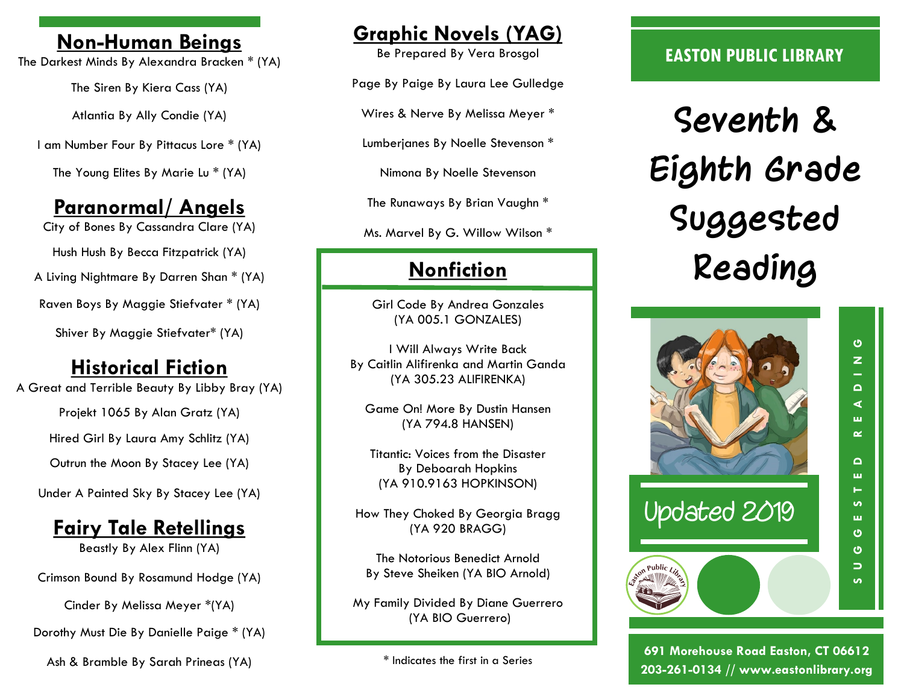## Non-Human Beings

The Darkest Minds By Alexandra Bracken * (YA)

The Siren By Kiera Cass (YA)

Atlantia By Ally Condie (YA)

I am Number Four By Pittacus Lore * (YA)

The Young Elites By Marie Lu * (YA)

## Paranormal/ Angels

City of Bones By Cassandra Clare (YA)

Hush Hush By Becca Fitzpatrick (YA)

A Living Nightmare By Darren Shan * (YA)

Raven Boys By Maggie Stiefvater * (YA)

Shiver By Maggie Stiefvater* (YA)

## Historical Fiction

A Great and Terrible Beauty By Libby Bray (YA)

Projekt 1065 By Alan Gratz (YA)

Hired Girl By Laura Amy Schlitz (YA)

Outrun the Moon By Stacey Lee (YA)

Under A Painted Sky By Stacey Lee (YA)

## Fairy Tale Retellings

Beastly By Alex Flinn (YA)

Crimson Bound By Rosamund Hodge (YA)

Cinder By Melissa Meyer *(YA)

Dorothy Must Die By Danielle Paige * (YA)

Ash & Bramble By Sarah Prineas (YA)

## Graphic Novels (YAG)

Be Prepared By Vera Brosgol

Page By Paige By Laura Lee Gulledge

Wires & Nerve By Melissa Meyer *

Lumberjanes By Noelle Stevenson *

Nimona By Noelle Stevenson

The Runaways By Brian Vaughn *

Ms. Marvel By G. Willow Wilson *

## Nonfiction

Girl Code By Andrea Gonzales
(YA 005.1 GONZALES)

I Will Always Write Back
By Caitlin Alifirenka and Martin Ganda
(YA 305.23 ALIFIRENKA)

Game On! More By Dustin Hansen
(YA 794.8 HANSEN)

Titantic: Voices from the Disaster
By Deboarah Hopkins
(YA 910.9163 HOPKINSON)

How They Choked By Georgia Bragg
(YA 920 BRAGG)

The Notorious Benedict Arnold
By Steve Sheiken (YA BIO Arnold)

My Family Divided By Diane Guerrero
(YA BIO Guerrero)

* Indicates the first in a Series

**EASTON PUBLIC LIBRARY**

# Seventh & Eighth Grade Suggested Reading

Updated 2019

SUGGESTED READING

**691 Morehouse Road Easton, CT 06612**
**203-261-0134 // www.eastonlibrary.org**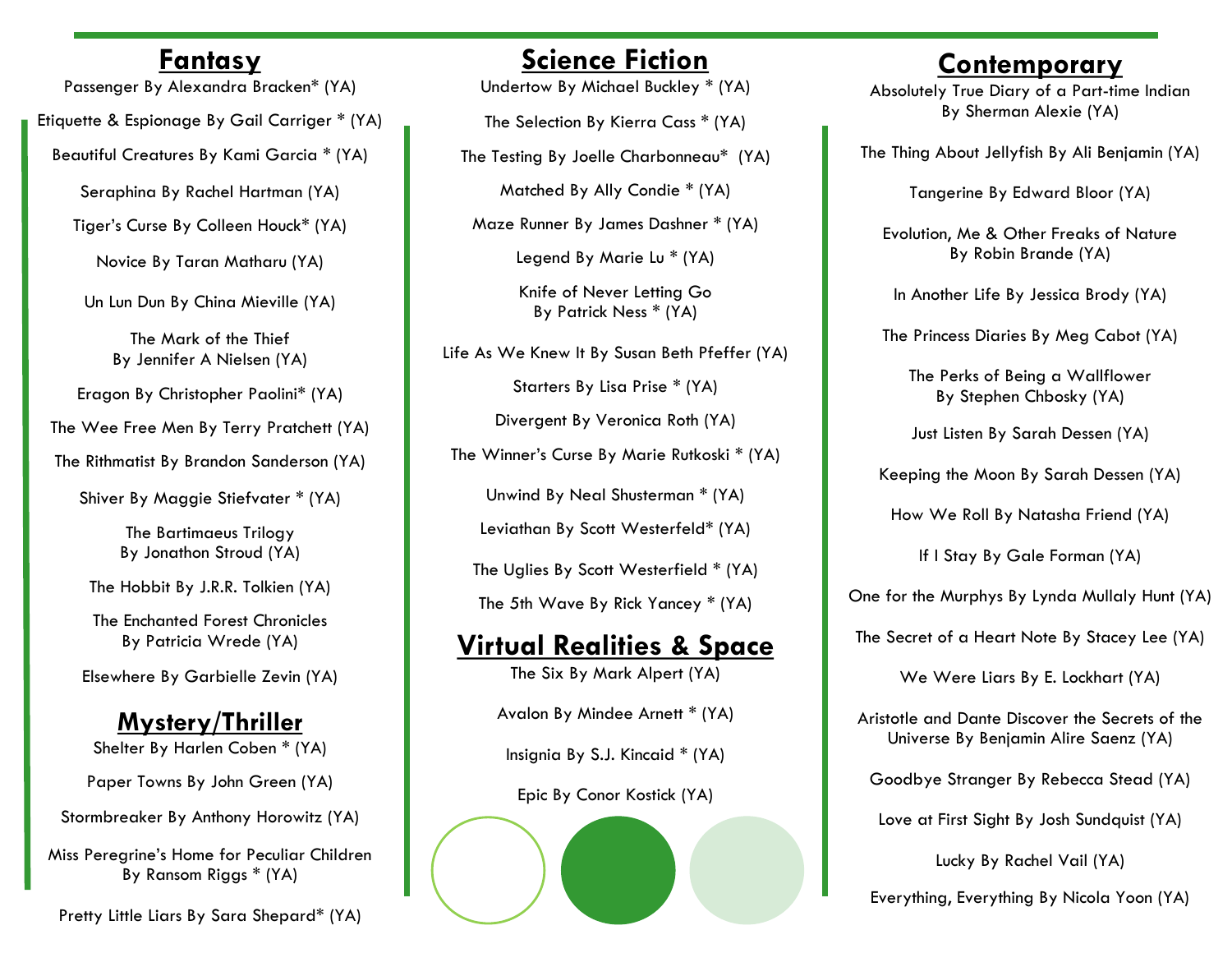## Fantasy

Passenger By Alexandra Bracken* (YA)

Etiquette & Espionage By Gail Carriger * (YA)

Beautiful Creatures By Kami Garcia * (YA)

Seraphina By Rachel Hartman (YA)

Tiger's Curse By Colleen Houck* (YA)

Novice By Taran Matharu (YA)

Un Lun Dun By China Mieville (YA)

The Mark of the Thief
By Jennifer A Nielsen (YA)

Eragon By Christopher Paolini* (YA)

The Wee Free Men By Terry Pratchett (YA)

The Rithmatist By Brandon Sanderson (YA)

Shiver By Maggie Stiefvater * (YA)

The Bartimaeus Trilogy
By Jonathon Stroud (YA)

The Hobbit By J.R.R. Tolkien (YA)

The Enchanted Forest Chronicles
By Patricia Wrede (YA)

Elsewhere By Garbielle Zevin (YA)

## Mystery/Thriller

Shelter By Harlen Coben * (YA)

Paper Towns By John Green (YA)

Stormbreaker By Anthony Horowitz (YA)

Miss Peregrine's Home for Peculiar Children
By Ransom Riggs * (YA)

Pretty Little Liars By Sara Shepard* (YA)

## Science Fiction

Undertow By Michael Buckley * (YA)

The Selection By Kierra Cass * (YA)

The Testing By Joelle Charbonneau* (YA)

Matched By Ally Condie * (YA)

Maze Runner By James Dashner * (YA)

Legend By Marie Lu * (YA)

Knife of Never Letting Go
By Patrick Ness * (YA)

Life As We Knew It By Susan Beth Pfeffer (YA)

Starters By Lisa Prise * (YA)

Divergent By Veronica Roth (YA)

The Winner's Curse By Marie Rutkoski * (YA)

Unwind By Neal Shusterman * (YA)

Leviathan By Scott Westerfeld* (YA)

The Uglies By Scott Westerfield * (YA)

The 5th Wave By Rick Yancey * (YA)

## Virtual Realities & Space

The Six By Mark Alpert (YA)

Avalon By Mindee Arnett * (YA)

Insignia By S.J. Kincaid * (YA)

Epic By Conor Kostick (YA)

## Contemporary

Absolutely True Diary of a Part-time Indian
By Sherman Alexie (YA)

The Thing About Jellyfish By Ali Benjamin (YA)

Tangerine By Edward Bloor (YA)

Evolution, Me & Other Freaks of Nature
By Robin Brande (YA)

In Another Life By Jessica Brody (YA)

The Princess Diaries By Meg Cabot (YA)

The Perks of Being a Wallflower
By Stephen Chbosky (YA)

Just Listen By Sarah Dessen (YA)

Keeping the Moon By Sarah Dessen (YA)

How We Roll By Natasha Friend (YA)

If I Stay By Gale Forman (YA)

One for the Murphys By Lynda Mullaly Hunt (YA)

The Secret of a Heart Note By Stacey Lee (YA)

We Were Liars By E. Lockhart (YA)

Aristotle and Dante Discover the Secrets of the
Universe By Benjamin Alire Saenz (YA)

Goodbye Stranger By Rebecca Stead (YA)

Love at First Sight By Josh Sundquist (YA)

Lucky By Rachel Vail (YA)

Everything, Everything By Nicola Yoon (YA)